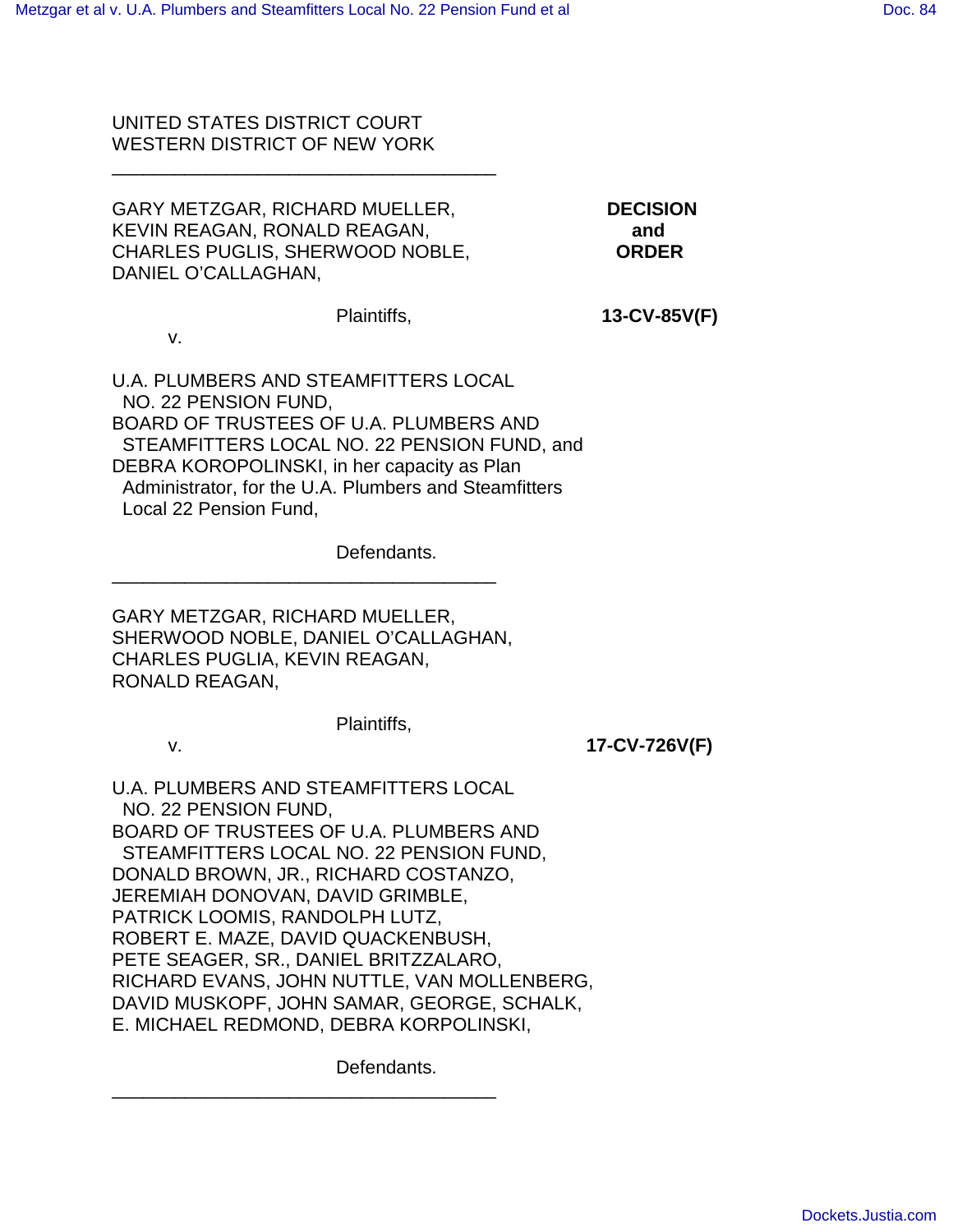UNITED STATES DISTRICT COURT
WESTERN DISTRICT OF NEW YORK

---

GARY METZGAR, RICHARD MUELLER, KEVIN REAGAN, RONALD REAGAN, CHARLES PUGLIS, SHERWOOD NOBLE, DANIEL O'CALLAGHAN,

**DECISION and ORDER**

Plaintiffs,

v.

**13-CV-85V(F)**

U.A. PLUMBERS AND STEAMFITTERS LOCAL NO. 22 PENSION FUND,
BOARD OF TRUSTEES OF U.A. PLUMBERS AND STEAMFITTERS LOCAL NO. 22 PENSION FUND, and
DEBRA KOROPOLINSKI, in her capacity as Plan Administrator, for the U.A. Plumbers and Steamfitters Local 22 Pension Fund,

Defendants.

---

GARY METZGAR, RICHARD MUELLER, SHERWOOD NOBLE, DANIEL O'CALLAGHAN, CHARLES PUGLIA, KEVIN REAGAN, RONALD REAGAN,

Plaintiffs,

v.

**17-CV-726V(F)**

U.A. PLUMBERS AND STEAMFITTERS LOCAL NO. 22 PENSION FUND,
BOARD OF TRUSTEES OF U.A. PLUMBERS AND STEAMFITTERS LOCAL NO. 22 PENSION FUND,
DONALD BROWN, JR., RICHARD COSTANZO, JEREMIAH DONOVAN, DAVID GRIMBLE, PATRICK LOOMIS, RANDOLPH LUTZ, ROBERT E. MAZE, DAVID QUACKENBUSH, PETE SEAGER, SR., DANIEL BRITZZALARO, RICHARD EVANS, JOHN NUTTLE, VAN MOLLENBERG, DAVID MUSKOPF, JOHN SAMAR, GEORGE, SCHALK, E. MICHAEL REDMOND, DEBRA KORPOLINSKI,

Defendants.

---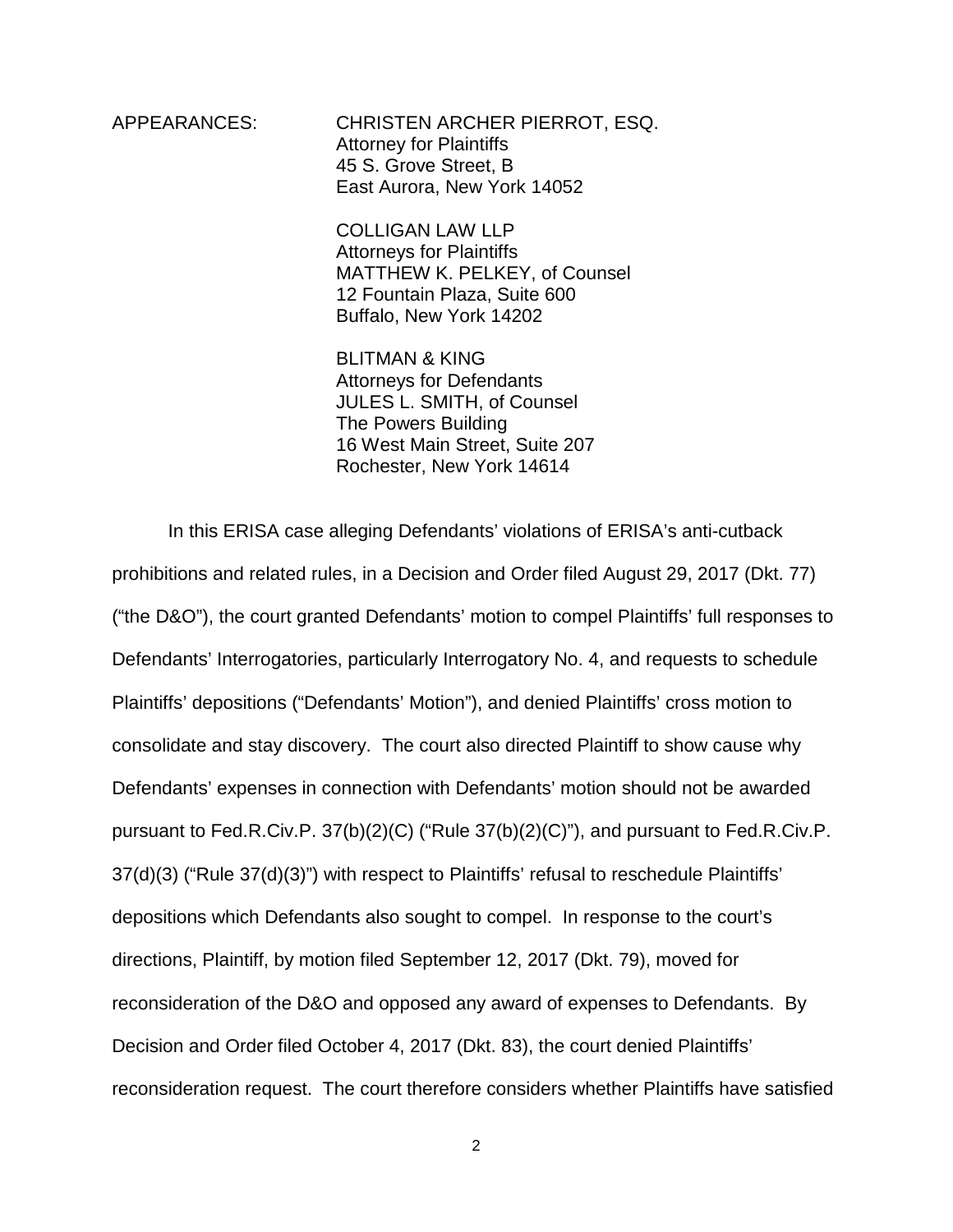APPEARANCES: CHRISTEN ARCHER PIERROT, ESQ.
Attorney for Plaintiffs
45 S. Grove Street, B
East Aurora, New York 14052

COLLIGAN LAW LLP
Attorneys for Plaintiffs
MATTHEW K. PELKEY, of Counsel
12 Fountain Plaza, Suite 600
Buffalo, New York 14202

BLITMAN & KING
Attorneys for Defendants
JULES L. SMITH, of Counsel
The Powers Building
16 West Main Street, Suite 207
Rochester, New York 14614

In this ERISA case alleging Defendants' violations of ERISA's anti-cutback prohibitions and related rules, in a Decision and Order filed August 29, 2017 (Dkt. 77) ("the D&O"), the court granted Defendants' motion to compel Plaintiffs' full responses to Defendants' Interrogatories, particularly Interrogatory No. 4, and requests to schedule Plaintiffs' depositions ("Defendants' Motion"), and denied Plaintiffs' cross motion to consolidate and stay discovery. The court also directed Plaintiff to show cause why Defendants' expenses in connection with Defendants' motion should not be awarded pursuant to Fed.R.Civ.P. 37(b)(2)(C) ("Rule 37(b)(2)(C)"), and pursuant to Fed.R.Civ.P. 37(d)(3) ("Rule 37(d)(3)") with respect to Plaintiffs' refusal to reschedule Plaintiffs' depositions which Defendants also sought to compel. In response to the court's directions, Plaintiff, by motion filed September 12, 2017 (Dkt. 79), moved for reconsideration of the D&O and opposed any award of expenses to Defendants. By Decision and Order filed October 4, 2017 (Dkt. 83), the court denied Plaintiffs' reconsideration request. The court therefore considers whether Plaintiffs have satisfied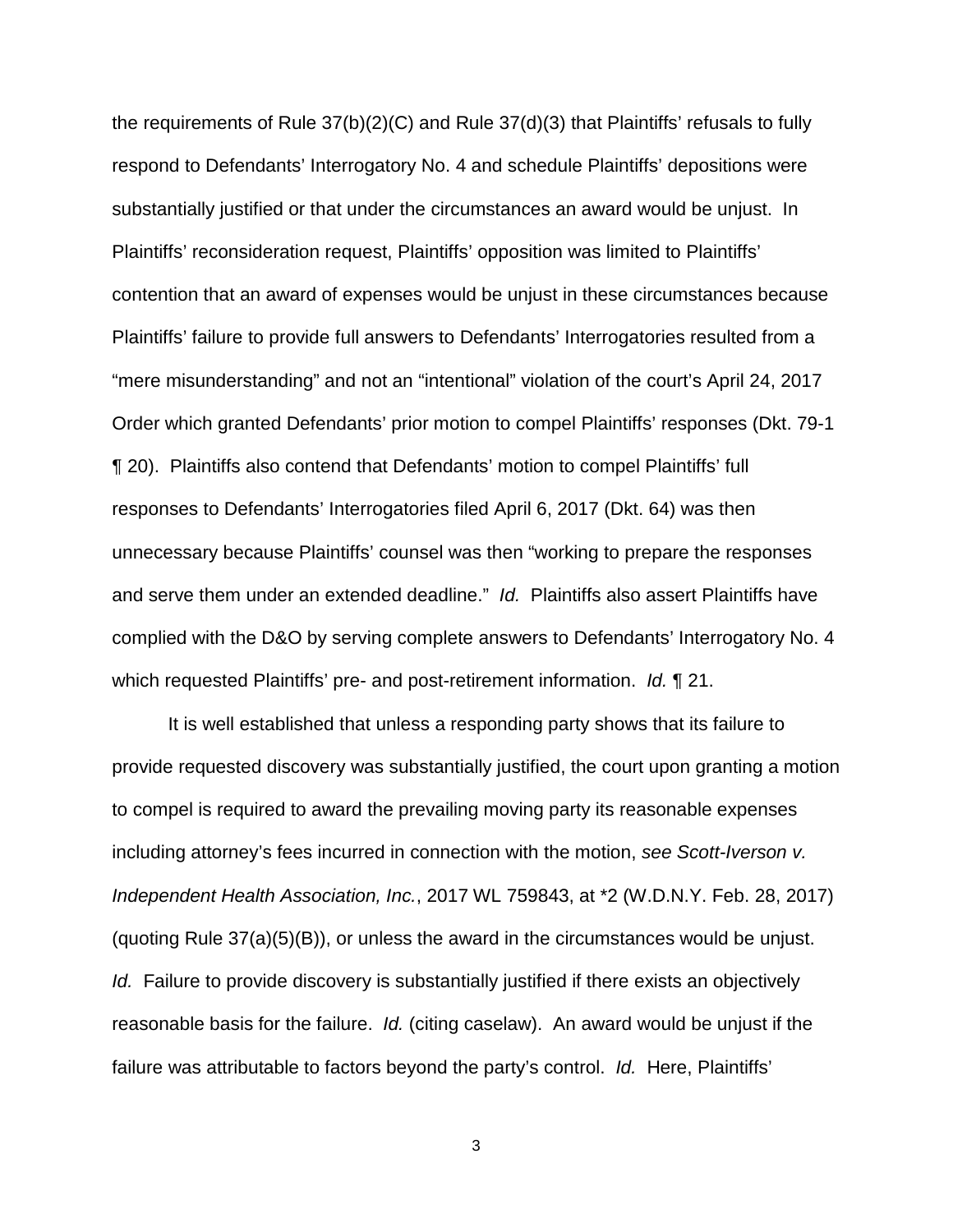the requirements of Rule 37(b)(2)(C) and Rule 37(d)(3) that Plaintiffs' refusals to fully respond to Defendants' Interrogatory No. 4 and schedule Plaintiffs' depositions were substantially justified or that under the circumstances an award would be unjust. In Plaintiffs' reconsideration request, Plaintiffs' opposition was limited to Plaintiffs' contention that an award of expenses would be unjust in these circumstances because Plaintiffs' failure to provide full answers to Defendants' Interrogatories resulted from a "mere misunderstanding" and not an "intentional" violation of the court's April 24, 2017 Order which granted Defendants' prior motion to compel Plaintiffs' responses (Dkt. 79-1 ¶ 20). Plaintiffs also contend that Defendants' motion to compel Plaintiffs' full responses to Defendants' Interrogatories filed April 6, 2017 (Dkt. 64) was then unnecessary because Plaintiffs' counsel was then "working to prepare the responses and serve them under an extended deadline." *Id.* Plaintiffs also assert Plaintiffs have complied with the D&O by serving complete answers to Defendants' Interrogatory No. 4 which requested Plaintiffs' pre- and post-retirement information. *Id.* ¶ 21.

It is well established that unless a responding party shows that its failure to provide requested discovery was substantially justified, the court upon granting a motion to compel is required to award the prevailing moving party its reasonable expenses including attorney's fees incurred in connection with the motion, *see Scott-Iverson v. Independent Health Association, Inc.*, 2017 WL 759843, at *2 (W.D.N.Y. Feb. 28, 2017) (quoting Rule 37(a)(5)(B)), or unless the award in the circumstances would be unjust. *Id.* Failure to provide discovery is substantially justified if there exists an objectively reasonable basis for the failure. *Id.* (citing caselaw). An award would be unjust if the failure was attributable to factors beyond the party's control. *Id.* Here, Plaintiffs'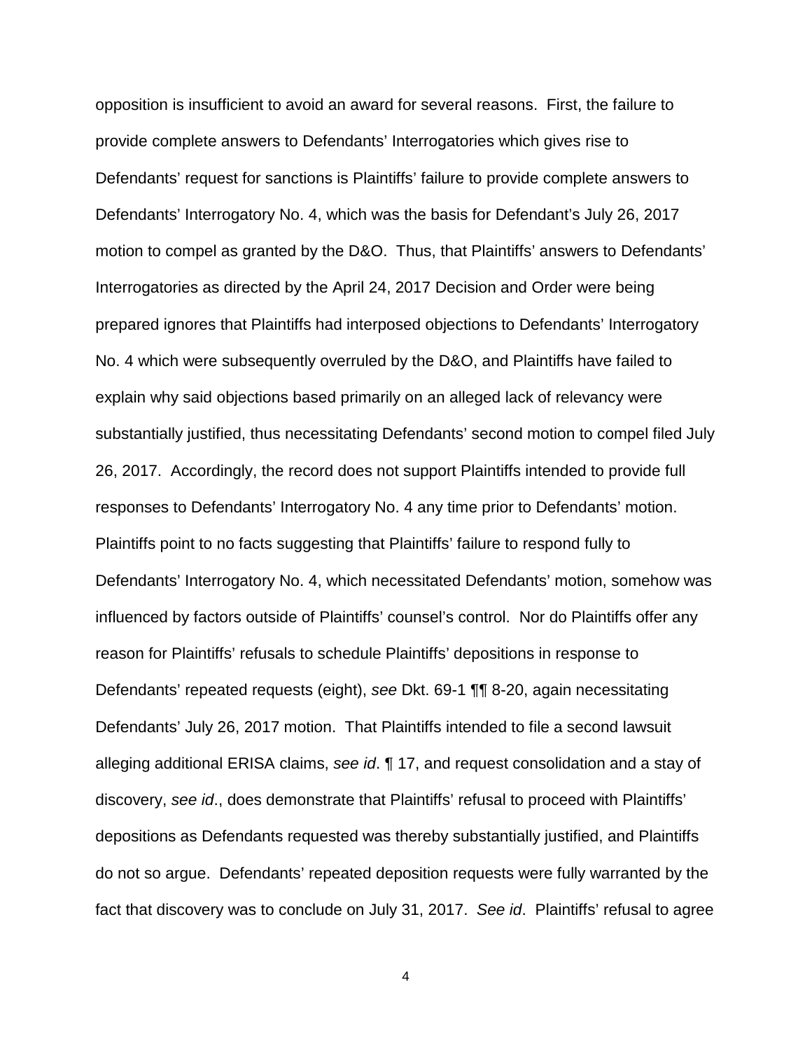opposition is insufficient to avoid an award for several reasons. First, the failure to provide complete answers to Defendants' Interrogatories which gives rise to Defendants' request for sanctions is Plaintiffs' failure to provide complete answers to Defendants' Interrogatory No. 4, which was the basis for Defendant's July 26, 2017 motion to compel as granted by the D&O. Thus, that Plaintiffs' answers to Defendants' Interrogatories as directed by the April 24, 2017 Decision and Order were being prepared ignores that Plaintiffs had interposed objections to Defendants' Interrogatory No. 4 which were subsequently overruled by the D&O, and Plaintiffs have failed to explain why said objections based primarily on an alleged lack of relevancy were substantially justified, thus necessitating Defendants' second motion to compel filed July 26, 2017. Accordingly, the record does not support Plaintiffs intended to provide full responses to Defendants' Interrogatory No. 4 any time prior to Defendants' motion. Plaintiffs point to no facts suggesting that Plaintiffs' failure to respond fully to Defendants' Interrogatory No. 4, which necessitated Defendants' motion, somehow was influenced by factors outside of Plaintiffs' counsel's control. Nor do Plaintiffs offer any reason for Plaintiffs' refusals to schedule Plaintiffs' depositions in response to Defendants' repeated requests (eight), *see* Dkt. 69-1 ¶¶ 8-20, again necessitating Defendants' July 26, 2017 motion. That Plaintiffs intended to file a second lawsuit alleging additional ERISA claims, *see id*. ¶ 17, and request consolidation and a stay of discovery, *see id*., does demonstrate that Plaintiffs' refusal to proceed with Plaintiffs' depositions as Defendants requested was thereby substantially justified, and Plaintiffs do not so argue. Defendants' repeated deposition requests were fully warranted by the fact that discovery was to conclude on July 31, 2017. *See id*. Plaintiffs' refusal to agree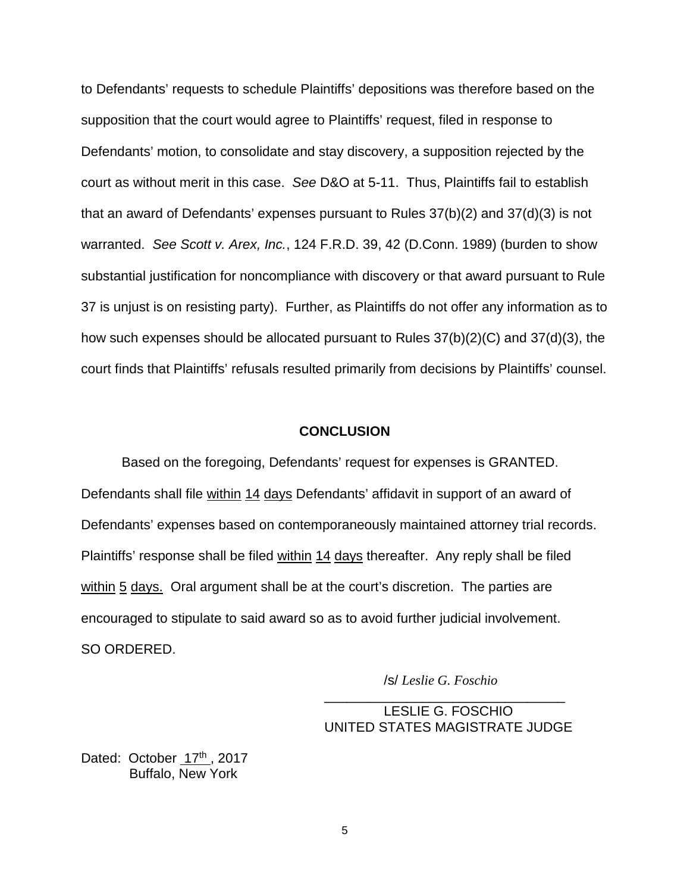to Defendants' requests to schedule Plaintiffs' depositions was therefore based on the supposition that the court would agree to Plaintiffs' request, filed in response to Defendants' motion, to consolidate and stay discovery, a supposition rejected by the court as without merit in this case. *See* D&O at 5-11. Thus, Plaintiffs fail to establish that an award of Defendants' expenses pursuant to Rules 37(b)(2) and 37(d)(3) is not warranted. *See Scott v. Arex, Inc.*, 124 F.R.D. 39, 42 (D.Conn. 1989) (burden to show substantial justification for noncompliance with discovery or that award pursuant to Rule 37 is unjust is on resisting party). Further, as Plaintiffs do not offer any information as to how such expenses should be allocated pursuant to Rules 37(b)(2)(C) and 37(d)(3), the court finds that Plaintiffs' refusals resulted primarily from decisions by Plaintiffs' counsel.

## CONCLUSION

Based on the foregoing, Defendants' request for expenses is GRANTED. Defendants shall file within 14 days Defendants' affidavit in support of an award of Defendants' expenses based on contemporaneously maintained attorney trial records. Plaintiffs' response shall be filed within 14 days thereafter. Any reply shall be filed within 5 days. Oral argument shall be at the court's discretion. The parties are encouraged to stipulate to said award so as to avoid further judicial involvement.

SO ORDERED.

/s/ *Leslie G. Foschio*

\_\_\_\_\_\_\_\_\_\_\_\_\_\_\_\_\_\_\_\_\_\_\_\_\_\_\_\_\_\_\_\_\_\_

LESLIE G. FOSCHIO
UNITED STATES MAGISTRATE JUDGE

Dated: October 17th, 2017
Buffalo, New York